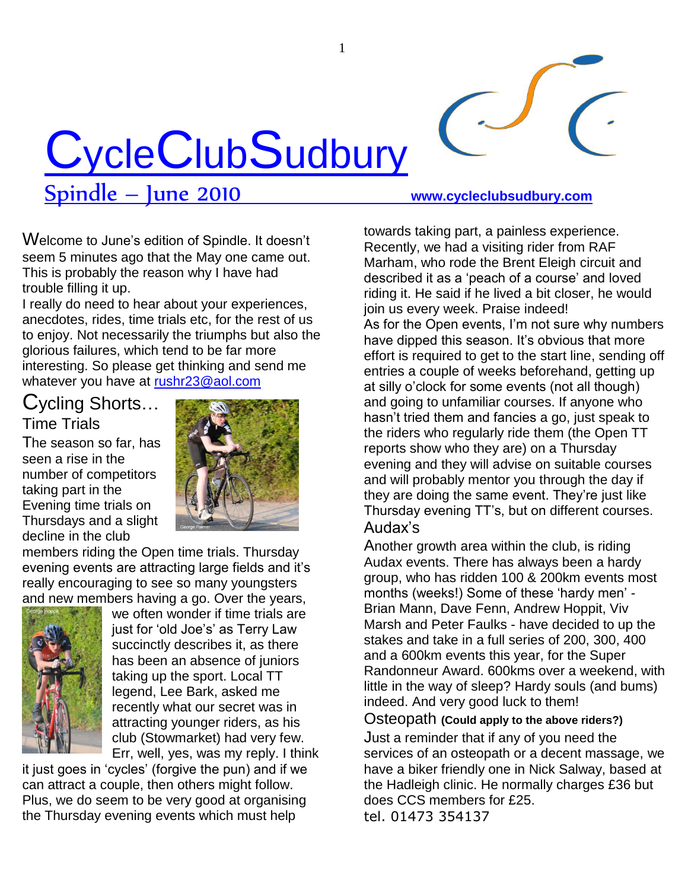# CycleClubSudbury

## Spindle – June 2010

www.cycleclubsudbury.com

Welcome to June's edition of Spindle. It doesn't seem 5 minutes ago that the May one came out. This is probably the reason why I have had trouble filling it up.

I really do need to hear about your experiences, anecdotes, rides, time trials etc, for the rest of us to enjoy. Not necessarily the triumphs but also the glorious failures, which tend to be far more interesting. So please get thinking and send me whatever you have at rushr23@aol.com

## Cycling Shorts…

### Time Trials

The season so far, has seen a rise in the number of competitors taking part in the Evening time trials on Thursdays and a slight decline in the club members riding the Open time trials. Thursday evening events are attracting large fields and it's really encouraging to see so many youngsters and new members having a go. Over the years, we often wonder if time trials are just for 'old Joe's' as Terry Law succinctly describes it, as there has been an absence of juniors taking up the sport. Local TT legend, Lee Bark, asked me recently what our secret was in attracting younger riders, as his club (Stowmarket) had very few. Err, well, yes, was my reply. I think it just goes in 'cycles' (forgive the pun) and if we can attract a couple, then others might follow. Plus, we do seem to be very good at organising the Thursday evening events which must help towards taking part, a painless experience. Recently, we had a visiting rider from RAF Marham, who rode the Brent Eleigh circuit and described it as a 'peach of a course' and loved riding it. He said if he lived a bit closer, he would join us every week. Praise indeed!

As for the Open events, I'm not sure why numbers have dipped this season. It's obvious that more effort is required to get to the start line, sending off entries a couple of weeks beforehand, getting up at silly o'clock for some events (not all though) and going to unfamiliar courses. If anyone who hasn't tried them and fancies a go, just speak to the riders who regularly ride them (the Open TT reports show who they are) on a Thursday evening and they will advise on suitable courses and will probably mentor you through the day if they are doing the same event. They're just like Thursday evening TT's, but on different courses.

### Audax's

Another growth area within the club, is riding Audax events. There has always been a hardy group, who has ridden 100 & 200km events most months (weeks!) Some of these 'hardy men' - Brian Mann, Dave Fenn, Andrew Hoppit, Viv Marsh and Peter Faulks - have decided to up the stakes and take in a full series of 200, 300, 400 and a 600km events this year, for the Super Randonneur Award. 600kms over a weekend, with little in the way of sleep? Hardy souls (and bums) indeed. And very good luck to them!

### Osteopath **(Could apply to the above riders?)**

Just a reminder that if any of you need the services of an osteopath or a decent massage, we have a biker friendly one in Nick Salway, based at the Hadleigh clinic. He normally charges £36 but does CCS members for £25.

tel. 01473 354137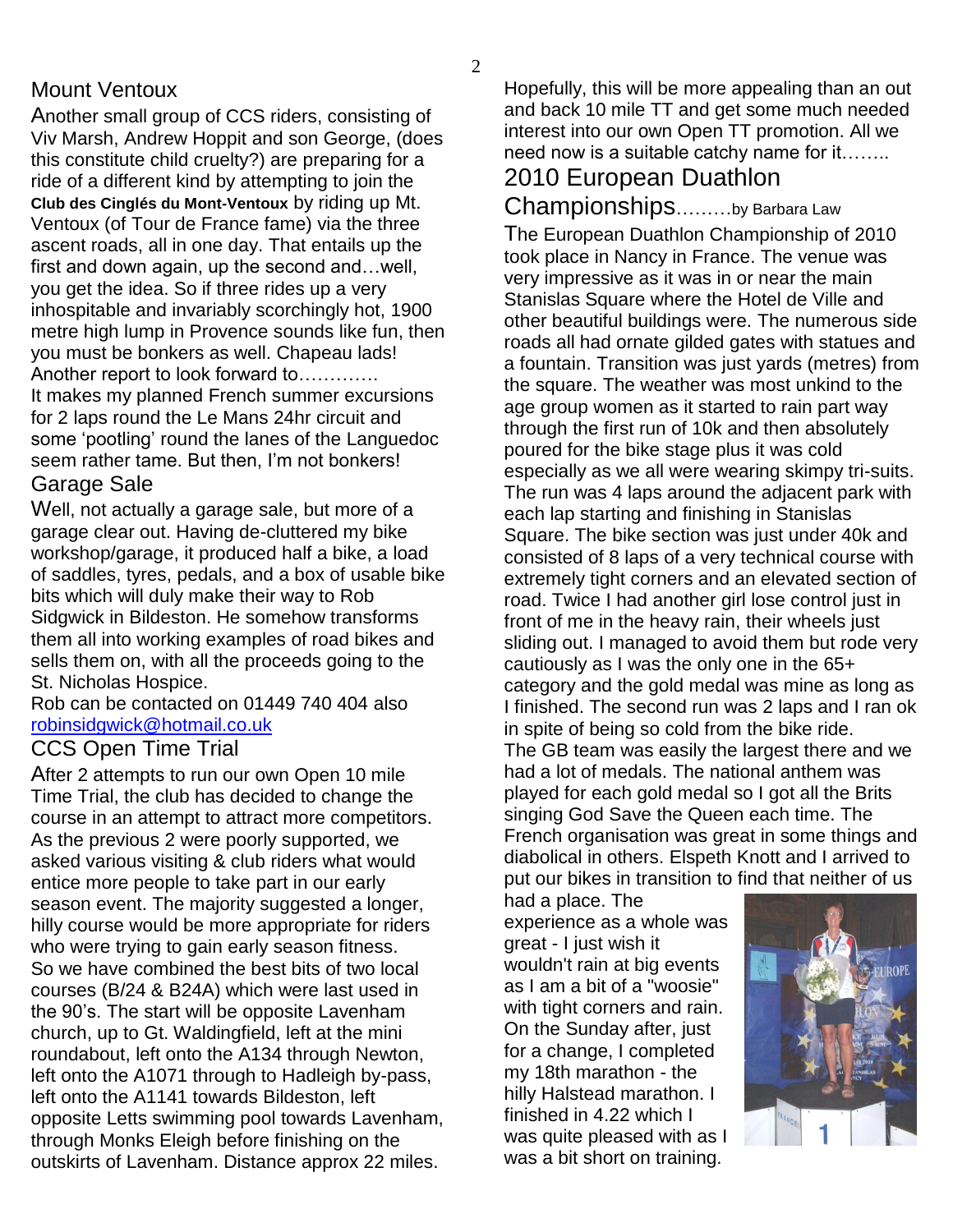## Mount Ventoux

Another small group of CCS riders, consisting of Viv Marsh, Andrew Hoppit and son George, (does this constitute child cruelty?) are preparing for a ride of a different kind by attempting to join the **Club des Cinglés du Mont-Ventoux** by riding up Mt. Ventoux (of Tour de France fame) via the three ascent roads, all in one day. That entails up the first and down again, up the second and…well, you get the idea. So if three rides up a very inhospitable and invariably scorchingly hot, 1900 metre high lump in Provence sounds like fun, then you must be bonkers as well. Chapeau lads! Another report to look forward to…………. It makes my planned French summer excursions for 2 laps round the Le Mans 24hr circuit and some 'pootling' round the lanes of the Languedoc seem rather tame. But then, I'm not bonkers!

## Garage Sale

Well, not actually a garage sale, but more of a garage clear out. Having de-cluttered my bike workshop/garage, it produced half a bike, a load of saddles, tyres, pedals, and a box of usable bike bits which will duly make their way to Rob Sidgwick in Bildeston. He somehow transforms them all into working examples of road bikes and sells them on, with all the proceeds going to the St. Nicholas Hospice.

Rob can be contacted on 01449 740 404 also robinsidgwick@hotmail.co.uk

## CCS Open Time Trial

After 2 attempts to run our own Open 10 mile Time Trial, the club has decided to change the course in an attempt to attract more competitors. As the previous 2 were poorly supported, we asked various visiting & club riders what would entice more people to take part in our early season event. The majority suggested a longer, hilly course would be more appropriate for riders who were trying to gain early season fitness. So we have combined the best bits of two local courses (B/24 & B24A) which were last used in the 90's. The start will be opposite Lavenham church, up to Gt. Waldingfield, left at the mini roundabout, left onto the A134 through Newton, left onto the A1071 through to Hadleigh by-pass, left onto the A1141 towards Bildeston, left opposite Letts swimming pool towards Lavenham, through Monks Eleigh before finishing on the outskirts of Lavenham. Distance approx 22 miles. Hopefully, this will be more appealing than an out and back 10 mile TT and get some much needed interest into our own Open TT promotion. All we need now is a suitable catchy name for it……..

## 2010 European Duathlon Championships………by Barbara Law

The European Duathlon Championship of 2010 took place in Nancy in France. The venue was very impressive as it was in or near the main Stanislas Square where the Hotel de Ville and other beautiful buildings were. The numerous side roads all had ornate gilded gates with statues and a fountain. Transition was just yards (metres) from the square. The weather was most unkind to the age group women as it started to rain part way through the first run of 10k and then absolutely poured for the bike stage plus it was cold especially as we all were wearing skimpy tri-suits. The run was 4 laps around the adjacent park with each lap starting and finishing in Stanislas Square. The bike section was just under 40k and consisted of 8 laps of a very technical course with extremely tight corners and an elevated section of road. Twice I had another girl lose control just in front of me in the heavy rain, their wheels just sliding out. I managed to avoid them but rode very cautiously as I was the only one in the 65+ category and the gold medal was mine as long as I finished. The second run was 2 laps and I ran ok in spite of being so cold from the bike ride.

The GB team was easily the largest there and we had a lot of medals. The national anthem was played for each gold medal so I got all the Brits singing God Save the Queen each time. The French organisation was great in some things and diabolical in others. Elspeth Knott and I arrived to put our bikes in transition to find that neither of us had a place. The experience as a whole was great - I just wish it wouldn't rain at big events as I am a bit of a "woosie" with tight corners and rain. On the Sunday after, just for a change, I completed my 18th marathon - the hilly Halstead marathon. I finished in 4.22 which I was quite pleased with as I was a bit short on training.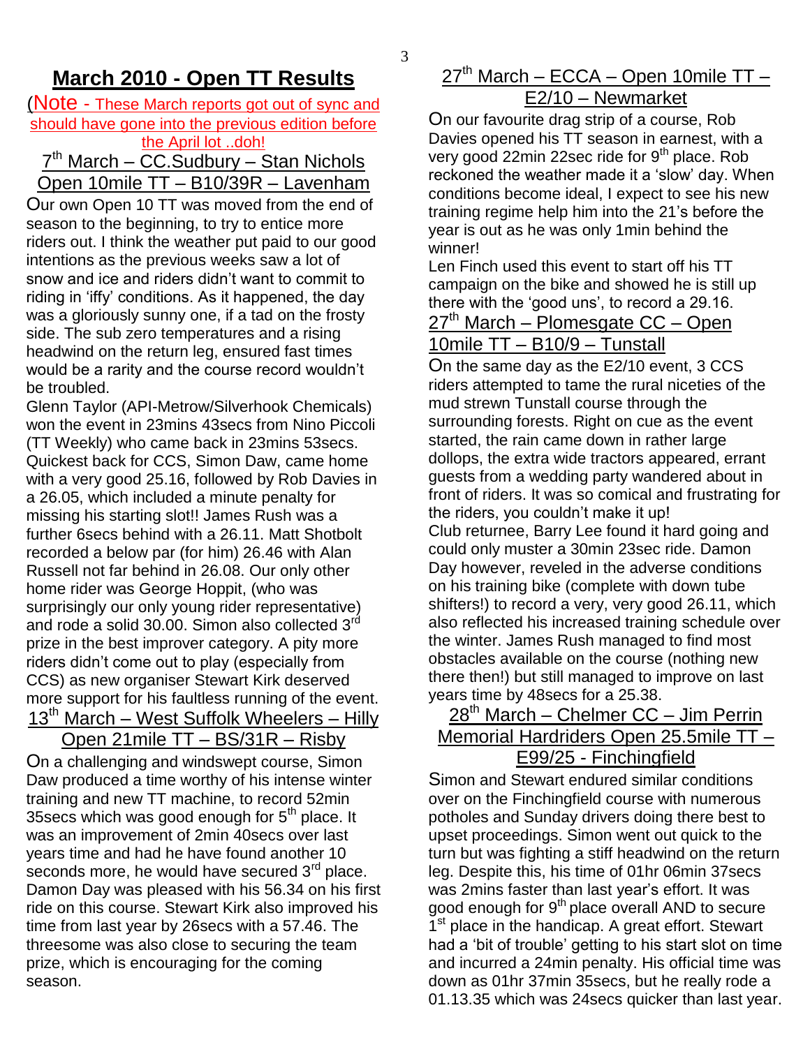# March 2010 - Open TT Results

(Note - These March reports got out of sync and should have gone into the previous edition before the April lot ..doh!

## 7th March – CC.Sudbury – Stan Nichols Open 10mile TT – B10/39R – Lavenham

Our own Open 10 TT was moved from the end of season to the beginning, to try to entice more riders out. I think the weather put paid to our good intentions as the previous weeks saw a lot of snow and ice and riders didn't want to commit to riding in 'iffy' conditions. As it happened, the day was a gloriously sunny one, if a tad on the frosty side. The sub zero temperatures and a rising headwind on the return leg, ensured fast times would be a rarity and the course record wouldn't be troubled.

Glenn Taylor (API-Metrow/Silverhook Chemicals) won the event in 23mins 43secs from Nino Piccoli (TT Weekly) who came back in 23mins 53secs. Quickest back for CCS, Simon Daw, came home with a very good 25.16, followed by Rob Davies in a 26.05, which included a minute penalty for missing his starting slot!! James Rush was a further 6secs behind with a 26.11. Matt Shotbolt recorded a below par (for him) 26.46 with Alan Russell not far behind in 26.08. Our only other home rider was George Hoppit, (who was surprisingly our only young rider representative) and rode a solid 30.00. Simon also collected 3rd prize in the best improver category. A pity more riders didn't come out to play (especially from CCS) as new organiser Stewart Kirk deserved more support for his faultless running of the event.

## 13th March – West Suffolk Wheelers – Hilly Open 21mile TT – BS/31R – Risby

On a challenging and windswept course, Simon Daw produced a time worthy of his intense winter training and new TT machine, to record 52min 35secs which was good enough for 5th place. It was an improvement of 2min 40secs over last years time and had he have found another 10 seconds more, he would have secured 3rd place. Damon Day was pleased with his 56.34 on his first ride on this course. Stewart Kirk also improved his time from last year by 26secs with a 57.46. The threesome was also close to securing the team prize, which is encouraging for the coming season.

## 27th March – ECCA – Open 10mile TT – E2/10 – Newmarket

On our favourite drag strip of a course, Rob Davies opened his TT season in earnest, with a very good 22min 22sec ride for 9th place. Rob reckoned the weather made it a 'slow' day. When conditions become ideal, I expect to see his new training regime help him into the 21's before the year is out as he was only 1min behind the winner!

Len Finch used this event to start off his TT campaign on the bike and showed he is still up there with the 'good uns', to record a 29.16.

## 27th March – Plomesgate CC – Open 10mile TT – B10/9 – Tunstall

On the same day as the E2/10 event, 3 CCS riders attempted to tame the rural niceties of the mud strewn Tunstall course through the surrounding forests. Right on cue as the event started, the rain came down in rather large dollops, the extra wide tractors appeared, errant guests from a wedding party wandered about in front of riders. It was so comical and frustrating for the riders, you couldn't make it up!

Club returnee, Barry Lee found it hard going and could only muster a 30min 23sec ride. Damon Day however, reveled in the adverse conditions on his training bike (complete with down tube shifters!) to record a very, very good 26.11, which also reflected his increased training schedule over the winter. James Rush managed to find most obstacles available on the course (nothing new there then!) but still managed to improve on last years time by 48secs for a 25.38.

## 28th March – Chelmer CC – Jim Perrin Memorial Hardriders Open 25.5mile TT – E99/25 - Finchingfield

Simon and Stewart endured similar conditions over on the Finchingfield course with numerous potholes and Sunday drivers doing there best to upset proceedings. Simon went out quick to the turn but was fighting a stiff headwind on the return leg. Despite this, his time of 01hr 06min 37secs was 2mins faster than last year's effort. It was good enough for 9th place overall AND to secure 1st place in the handicap. A great effort. Stewart had a 'bit of trouble' getting to his start slot on time and incurred a 24min penalty. His official time was down as 01hr 37min 35secs, but he really rode a 01.13.35 which was 24secs quicker than last year.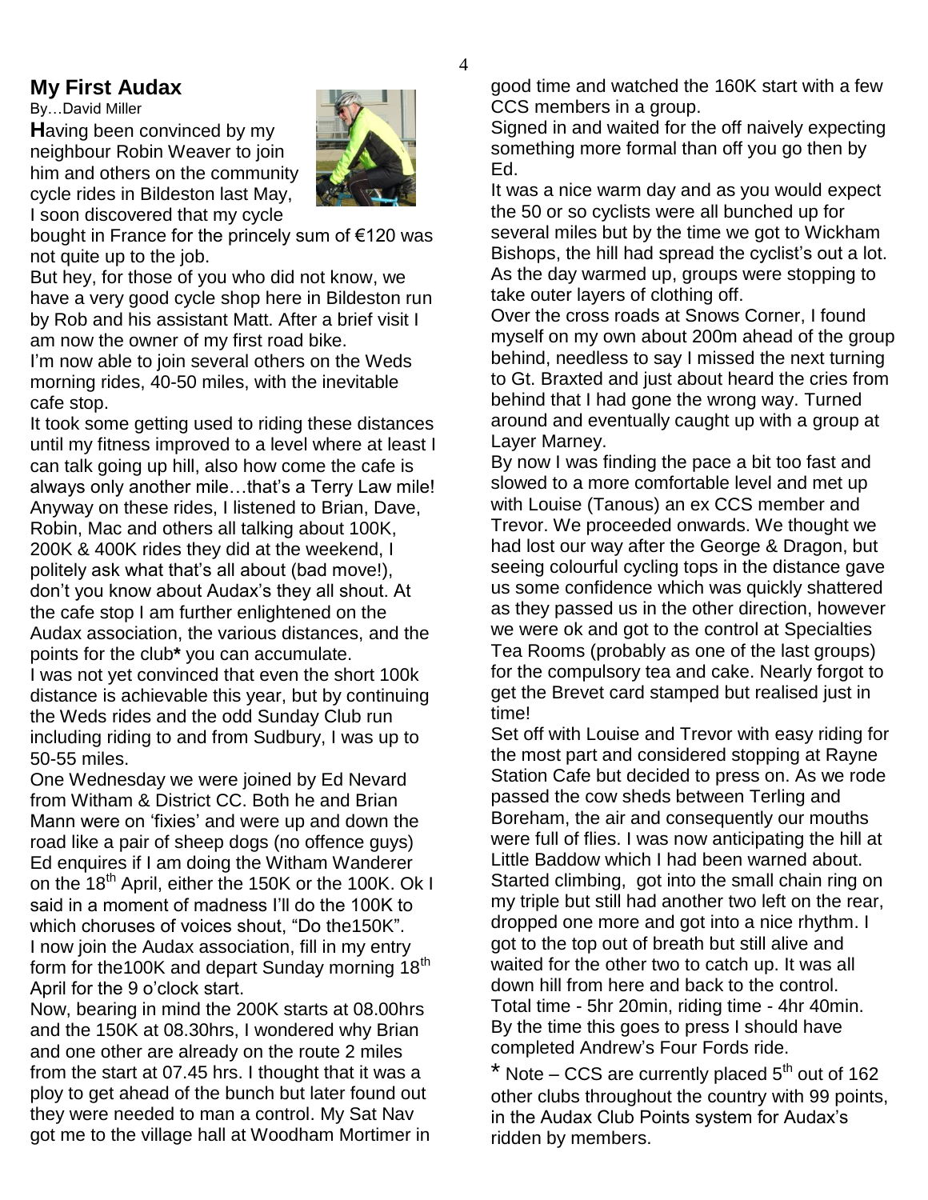## My First Audax

By…David Miller

**H**aving been convinced by my neighbour Robin Weaver to join him and others on the community cycle rides in Bildeston last May, I soon discovered that my cycle bought in France for the princely sum of €120 was not quite up to the job.

But hey, for those of you who did not know, we have a very good cycle shop here in Bildeston run by Rob and his assistant Matt. After a brief visit I am now the owner of my first road bike.

I'm now able to join several others on the Weds morning rides, 40-50 miles, with the inevitable cafe stop.

It took some getting used to riding these distances until my fitness improved to a level where at least I can talk going up hill, also how come the cafe is always only another mile…that's a Terry Law mile! Anyway on these rides, I listened to Brian, Dave, Robin, Mac and others all talking about 100K, 200K & 400K rides they did at the weekend, I politely ask what that's all about (bad move!), don't you know about Audax's they all shout. At the cafe stop I am further enlightened on the Audax association, the various distances, and the points for the club* you can accumulate.

I was not yet convinced that even the short 100k distance is achievable this year, but by continuing the Weds rides and the odd Sunday Club run including riding to and from Sudbury, I was up to 50-55 miles.

One Wednesday we were joined by Ed Nevard from Witham & District CC. Both he and Brian Mann were on 'fixies' and were up and down the road like a pair of sheep dogs (no offence guys) Ed enquires if I am doing the Witham Wanderer on the 18th April, either the 150K or the 100K. Ok I said in a moment of madness I'll do the 100K to which choruses of voices shout, "Do the150K".

I now join the Audax association, fill in my entry form for the100K and depart Sunday morning 18th April for the 9 o'clock start.

Now, bearing in mind the 200K starts at 08.00hrs and the 150K at 08.30hrs, I wondered why Brian and one other are already on the route 2 miles from the start at 07.45 hrs. I thought that it was a ploy to get ahead of the bunch but later found out they were needed to man a control. My Sat Nav got me to the village hall at Woodham Mortimer in good time and watched the 160K start with a few CCS members in a group.

Signed in and waited for the off naively expecting something more formal than off you go then by Ed.

It was a nice warm day and as you would expect the 50 or so cyclists were all bunched up for several miles but by the time we got to Wickham Bishops, the hill had spread the cyclist's out a lot. As the day warmed up, groups were stopping to take outer layers of clothing off.

Over the cross roads at Snows Corner, I found myself on my own about 200m ahead of the group behind, needless to say I missed the next turning to Gt. Braxted and just about heard the cries from behind that I had gone the wrong way. Turned around and eventually caught up with a group at Layer Marney.

By now I was finding the pace a bit too fast and slowed to a more comfortable level and met up with Louise (Tanous) an ex CCS member and Trevor. We proceeded onwards. We thought we had lost our way after the George & Dragon, but seeing colourful cycling tops in the distance gave us some confidence which was quickly shattered as they passed us in the other direction, however we were ok and got to the control at Specialties Tea Rooms (probably as one of the last groups) for the compulsory tea and cake. Nearly forgot to get the Brevet card stamped but realised just in time!

Set off with Louise and Trevor with easy riding for the most part and considered stopping at Rayne Station Cafe but decided to press on. As we rode passed the cow sheds between Terling and Boreham, the air and consequently our mouths were full of flies. I was now anticipating the hill at Little Baddow which I had been warned about. Started climbing, got into the small chain ring on my triple but still had another two left on the rear, dropped one more and got into a nice rhythm. I got to the top out of breath but still alive and waited for the other two to catch up. It was all down hill from here and back to the control.

Total time - 5hr 20min, riding time - 4hr 40min.

By the time this goes to press I should have completed Andrew's Four Fords ride.

* Note – CCS are currently placed 5th out of 162 other clubs throughout the country with 99 points, in the Audax Club Points system for Audax's ridden by members.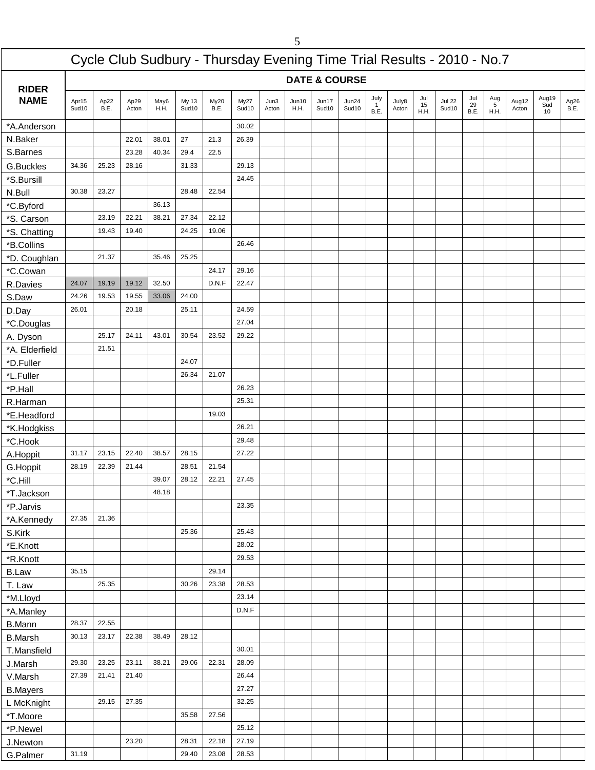# Cycle Club Sudbury - Thursday Evening Time Trial Results - 2010 - No.7

| RIDER NAME | DATE & COURSE | | | | | | | | | | | | | | | | | | | |
|---|---|---|---|---|---|---|---|---|---|---|---|---|---|---|---|---|---|---|---|---|
| | Apr15 Sud10 | Ap22 B.E. | Ap29 Acton | May6 H.H. | My 13 Sud10 | My20 B.E. | My27 Sud10 | Jun3 Acton | Jun10 H.H. | Jun17 Sud10 | Jun24 Sud10 | July 1 B.E. | July8 Acton | Jul 15 H.H. | Jul 22 Sud10 | Jul 29 B.E. | Aug 5 H.H. | Aug12 Acton | Aug19 Sud 10 | Ag26 B.E. |
| *A.Anderson | | | | | | | 30.02 | | | | | | | | | | | | | |
| N.Baker | | | 22.01 | 38.01 | 27 | 21.3 | 26.39 | | | | | | | | | | | | | |
| S.Barnes | | | 23.28 | 40.34 | 29.4 | 22.5 | | | | | | | | | | | | | | |
| G.Buckles | 34.36 | 25.23 | 28.16 | | 31.33 | | 29.13 | | | | | | | | | | | | | |
| *S.Bursill | | | | | | | 24.45 | | | | | | | | | | | | | |
| N.Bull | 30.38 | 23.27 | | | 28.48 | 22.54 | | | | | | | | | | | | | | |
| *C.Byford | | | | 36.13 | | | | | | | | | | | | | | | | |
| *S. Carson | | 23.19 | 22.21 | 38.21 | 27.34 | 22.12 | | | | | | | | | | | | | | |
| *S. Chatting | | 19.43 | 19.40 | | 24.25 | 19.06 | | | | | | | | | | | | | | |
| *B.Collins | | | | | | | 26.46 | | | | | | | | | | | | | |
| *D. Coughlan | | 21.37 | | 35.46 | 25.25 | | | | | | | | | | | | | | | |
| *C.Cowan | | | | | | 24.17 | 29.16 | | | | | | | | | | | | | |
| R.Davies | 24.07 | 19.19 | 19.12 | 32.50 | | D.N.F | 22.47 | | | | | | | | | | | | | |
| S.Daw | 24.26 | 19.53 | 19.55 | 33.06 | 24.00 | | | | | | | | | | | | | | | |
| D.Day | 26.01 | | 20.18 | | 25.11 | | 24.59 | | | | | | | | | | | | | |
| *C.Douglas | | | | | | | 27.04 | | | | | | | | | | | | | |
| A. Dyson | | 25.17 | 24.11 | 43.01 | 30.54 | 23.52 | 29.22 | | | | | | | | | | | | | |
| *A. Elderfield | | 21.51 | | | | | | | | | | | | | | | | | | |
| *D.Fuller | | | | | 24.07 | | | | | | | | | | | | | | | |
| *L.Fuller | | | | | 26.34 | 21.07 | | | | | | | | | | | | | | |
| *P.Hall | | | | | | | 26.23 | | | | | | | | | | | | | |
| R.Harman | | | | | | | 25.31 | | | | | | | | | | | | | |
| *E.Headford | | | | | | 19.03 | | | | | | | | | | | | | | |
| *K.Hodgkiss | | | | | | | 26.21 | | | | | | | | | | | | | |
| *C.Hook | | | | | | | 29.48 | | | | | | | | | | | | | |
| A.Hoppit | 31.17 | 23.15 | 22.40 | 38.57 | 28.15 | | 27.22 | | | | | | | | | | | | | |
| G.Hoppit | 28.19 | 22.39 | 21.44 | | 28.51 | 21.54 | | | | | | | | | | | | | | |
| *C.Hill | | | | 39.07 | 28.12 | 22.21 | 27.45 | | | | | | | | | | | | | |
| *T.Jackson | | | | 48.18 | | | | | | | | | | | | | | | | |
| *P.Jarvis | | | | | | | 23.35 | | | | | | | | | | | | | |
| *A.Kennedy | 27.35 | 21.36 | | | | | | | | | | | | | | | | | | |
| S.Kirk | | | | | 25.36 | | 25.43 | | | | | | | | | | | | | |
| *E.Knott | | | | | | | 28.02 | | | | | | | | | | | | | |
| *R.Knott | | | | | | | 29.53 | | | | | | | | | | | | | |
| B.Law | 35.15 | | | | | 29.14 | | | | | | | | | | | | | | |
| T. Law | | 25.35 | | | 30.26 | 23.38 | 28.53 | | | | | | | | | | | | | |
| *M.Lloyd | | | | | | | 23.14 | | | | | | | | | | | | | |
| *A.Manley | | | | | | | D.N.F | | | | | | | | | | | | | |
| B.Mann | 28.37 | 22.55 | | | | | | | | | | | | | | | | | | |
| B.Marsh | 30.13 | 23.17 | 22.38 | 38.49 | 28.12 | | | | | | | | | | | | | | | |
| T.Mansfield | | | | | | | 30.01 | | | | | | | | | | | | | |
| J.Marsh | 29.30 | 23.25 | 23.11 | 38.21 | 29.06 | 22.31 | 28.09 | | | | | | | | | | | | | |
| V.Marsh | 27.39 | 21.41 | 21.40 | | | | 26.44 | | | | | | | | | | | | | |
| B.Mayers | | | | | | | 27.27 | | | | | | | | | | | | | |
| L McKnight | | 29.15 | 27.35 | | | | 32.25 | | | | | | | | | | | | | |
| *T.Moore | | | | | 35.58 | 27.56 | | | | | | | | | | | | | | |
| *P.Newel | | | | | | | 25.12 | | | | | | | | | | | | | |
| J.Newton | | | 23.20 | | 28.31 | 22.18 | 27.19 | | | | | | | | | | | | | |
| G.Palmer | 31.19 | | | | 29.40 | 23.08 | 28.53 | | | | | | | | | | | | | |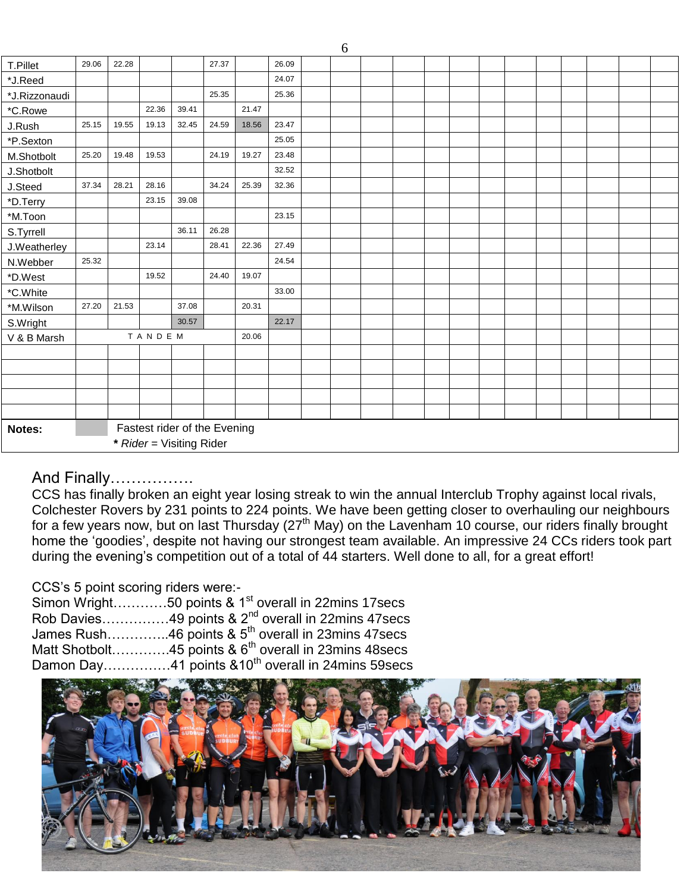| | | | | | | | | | | | | | | | | | | | | |
|---|---|---|---|---|---|---|---|---|---|---|---|---|---|---|---|---|---|---|---|---|
| T.Pillet | 29.06 | 22.28 | | | 27.37 | | 26.09 | | | | | | | | | | | | | |
| *J.Reed | | | | | | | 24.07 | | | | | | | | | | | | | |
| *J.Rizzonaudi | | | | | 25.35 | | 25.36 | | | | | | | | | | | | | |
| *C.Rowe | | | 22.36 | 39.41 | | 21.47 | | | | | | | | | | | | | | |
| J.Rush | 25.15 | 19.55 | 19.13 | 32.45 | 24.59 | 18.56 | 23.47 | | | | | | | | | | | | | |
| *P.Sexton | | | | | | | 25.05 | | | | | | | | | | | | | |
| M.Shotbolt | 25.20 | 19.48 | 19.53 | | 24.19 | 19.27 | 23.48 | | | | | | | | | | | | | |
| J.Shotbolt | | | | | | | 32.52 | | | | | | | | | | | | | |
| J.Steed | 37.34 | 28.21 | 28.16 | | 34.24 | 25.39 | 32.36 | | | | | | | | | | | | | |
| *D.Terry | | | 23.15 | 39.08 | | | | | | | | | | | | | | | | |
| *M.Toon | | | | | | | 23.15 | | | | | | | | | | | | | |
| S.Tyrrell | | | | 36.11 | 26.28 | | | | | | | | | | | | | | | |
| J.Weatherley | | | 23.14 | | 28.41 | 22.36 | 27.49 | | | | | | | | | | | | | |
| N.Webber | 25.32 | | | | | | 24.54 | | | | | | | | | | | | | |
| *D.West | | | 19.52 | | 24.40 | 19.07 | | | | | | | | | | | | | | |
| *C.White | | | | | | | 33.00 | | | | | | | | | | | | | |
| *M.Wilson | 27.20 | 21.53 | | 37.08 | | 20.31 | | | | | | | | | | | | | | |
| S.Wright | | | | 30.57 | | | 22.17 | | | | | | | | | | | | | |
| V & B Marsh | | | T A N D E M | | | 20.06 | | | | | | | | | | | | | | |
| | | | | | | | | | | | | | | | | | | | | |
| | | | | | | | | | | | | | | | | | | | | |
| | | | | | | | | | | | | | | | | | | | | |
| | | | | | | | | | | | | | | | | | | | | |
| | | | | | | | | | | | | | | | | | | | | |

**Notes:** (shaded) Fastest rider of the Evening
**\*** *Rider* = Visiting Rider

## And Finally…………….

CCS has finally broken an eight year losing streak to win the annual Interclub Trophy against local rivals, Colchester Rovers by 231 points to 224 points. We have been getting closer to overhauling our neighbours for a few years now, but on last Thursday (27th May) on the Lavenham 10 course, our riders finally brought home the 'goodies', despite not having our strongest team available. An impressive 24 CCs riders took part during the evening's competition out of a total of 44 starters. Well done to all, for a great effort!

CCS's 5 point scoring riders were:-
Simon Wright…………50 points & 1st overall in 22mins 17secs
Rob Davies……………49 points & 2nd overall in 22mins 47secs
James Rush…………..46 points & 5th overall in 23mins 47secs
Matt Shotbolt…………45 points & 6th overall in 23mins 48secs
Damon Day……………41 points &10th overall in 24mins 59secs